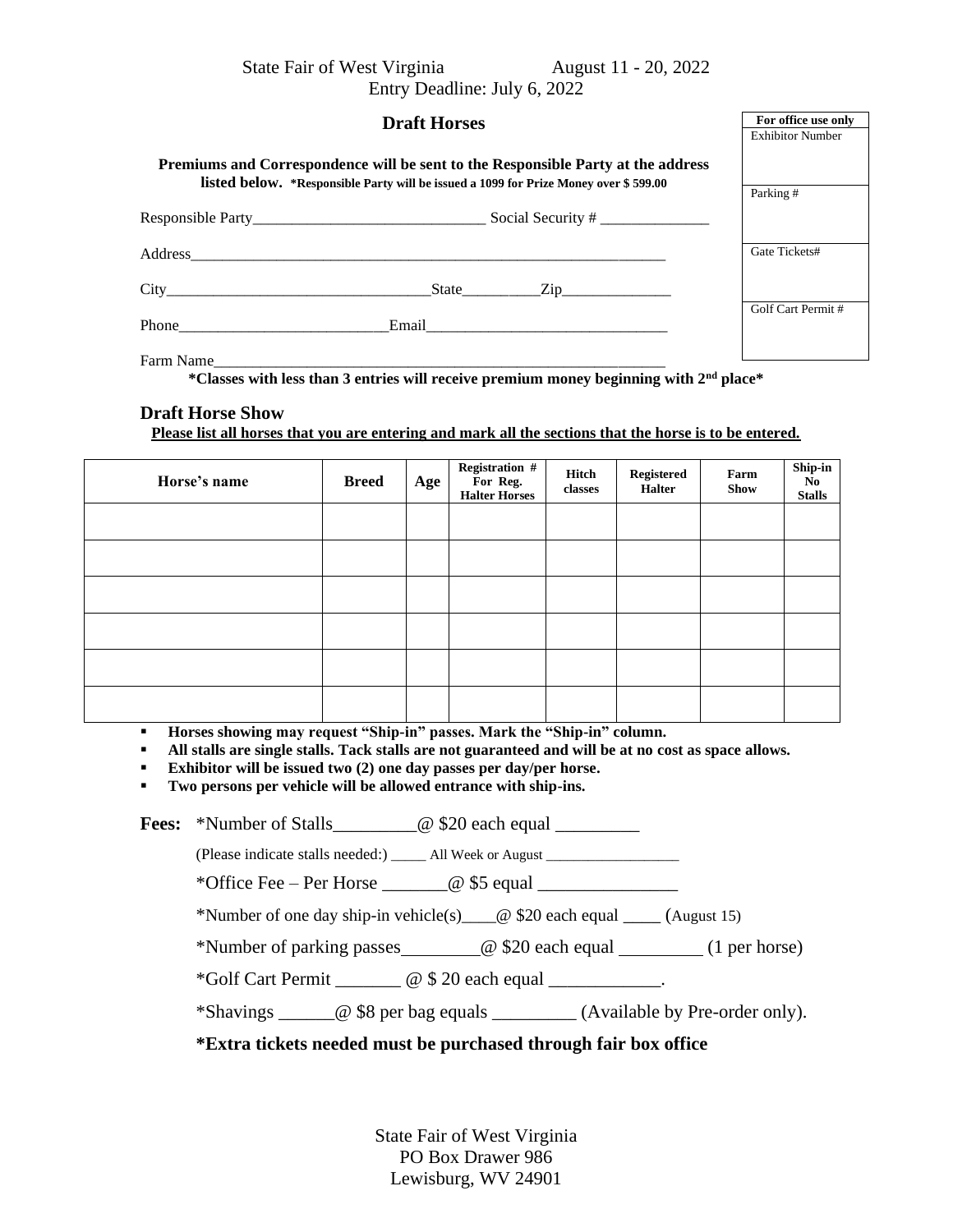State Fair of West Virginia August 11 - 20, 2022

Entry Deadline: July 6, 2022

## Draft Horses

| For office use only |
|---|
| Exhibitor Number |
| Parking # |
| Gate Tickets# |
| Golf Cart Permit # |

**Premiums and Correspondence will be sent to the Responsible Party at the address listed below.** **\*Responsible Party will be issued a 1099 for Prize Money over $ 599.00**

Responsible Party______________________________ Social Security # ______________

Address_______________________________________________________________

City__________________________________State__________Zip______________

Phone___________________________Email_______________________________

Farm Name____________________________________________________________

**\*Classes with less than 3 entries will receive premium money beginning with 2nd place\***

### Draft Horse Show

**Please list all horses that you are entering and mark all the sections that the horse is to be entered.**

| Horse's name | Breed | Age | Registration # For Reg. Halter Horses | Hitch classes | Registered Halter | Farm Show | Ship-in No Stalls |
|---|---|---|---|---|---|---|---|
| | | | | | | | |
| | | | | | | | |
| | | | | | | | |
| | | | | | | | |
| | | | | | | | |
| | | | | | | | |

- **Horses showing may request "Ship-in" passes. Mark the "Ship-in" column.**
- **All stalls are single stalls. Tack stalls are not guaranteed and will be at no cost as space allows.**
- **Exhibitor will be issued two (2) one day passes per day/per horse.**
- **Two persons per vehicle will be allowed entrance with ship-ins.**

**Fees:** \*Number of Stalls_________@ $20 each equal _________

(Please indicate stalls needed:) _____ All Week or August ___________________

\*Office Fee – Per Horse _______@ $5 equal _______________

\*Number of one day ship-in vehicle(s)____@ $20 each equal ____ (August 15)

\*Number of parking passes________@ $20 each equal _________ (1 per horse)

\*Golf Cart Permit _______ @ $ 20 each equal ____________.

\*Shavings ______@ $8 per bag equals _________ (Available by Pre-order only).

**\*Extra tickets needed must be purchased through fair box office**

State Fair of West Virginia
PO Box Drawer 986
Lewisburg, WV 24901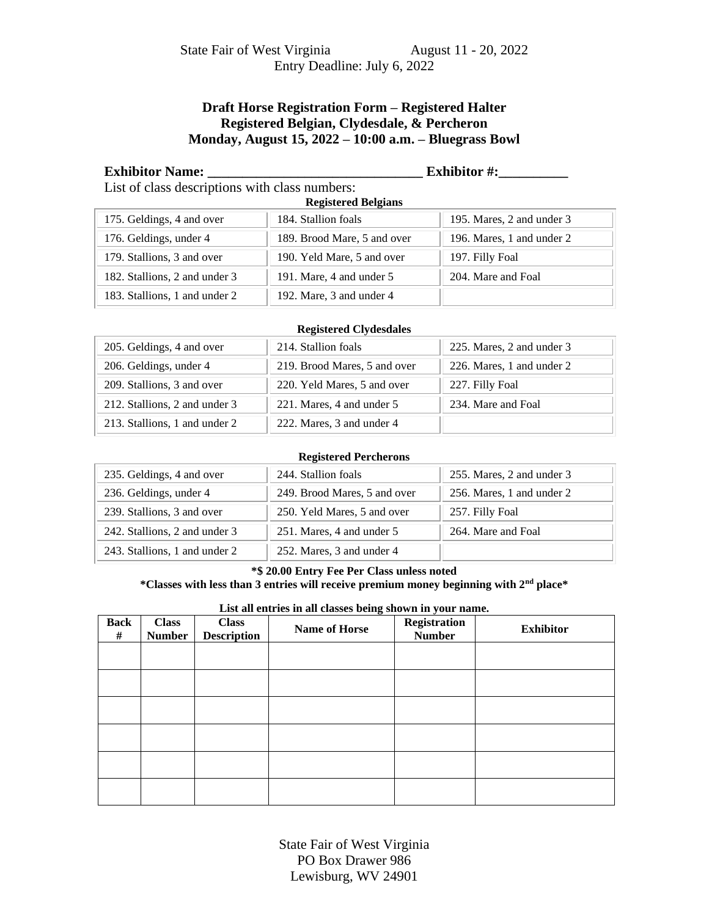State Fair of West Virginia August 11 - 20, 2022
Entry Deadline: July 6, 2022

## Draft Horse Registration Form – Registered Halter
## Registered Belgian, Clydesdale, & Percheron
## Monday, August 15, 2022 – 10:00 a.m. – Bluegrass Bowl

**Exhibitor Name: ______________________________ Exhibitor #:__________**

List of class descriptions with class numbers:

**Registered Belgians**

| | | |
|---|---|---|
| 175. Geldings, 4 and over | 184. Stallion foals | 195. Mares, 2 and under 3 |
| 176. Geldings, under 4 | 189. Brood Mare, 5 and over | 196. Mares, 1 and under 2 |
| 179. Stallions, 3 and over | 190. Yeld Mare, 5 and over | 197. Filly Foal |
| 182. Stallions, 2 and under 3 | 191. Mare, 4 and under 5 | 204. Mare and Foal |
| 183. Stallions, 1 and under 2 | 192. Mare, 3 and under 4 | |

**Registered Clydesdales**

| | | |
|---|---|---|
| 205. Geldings, 4 and over | 214. Stallion foals | 225. Mares, 2 and under 3 |
| 206. Geldings, under 4 | 219. Brood Mares, 5 and over | 226. Mares, 1 and under 2 |
| 209. Stallions, 3 and over | 220. Yeld Mares, 5 and over | 227. Filly Foal |
| 212. Stallions, 2 and under 3 | 221. Mares, 4 and under 5 | 234. Mare and Foal |
| 213. Stallions, 1 and under 2 | 222. Mares, 3 and under 4 | |

**Registered Percherons**

| | | |
|---|---|---|
| 235. Geldings, 4 and over | 244. Stallion foals | 255. Mares, 2 and under 3 |
| 236. Geldings, under 4 | 249. Brood Mares, 5 and over | 256. Mares, 1 and under 2 |
| 239. Stallions, 3 and over | 250. Yeld Mares, 5 and over | 257. Filly Foal |
| 242. Stallions, 2 and under 3 | 251. Mares, 4 and under 5 | 264. Mare and Foal |
| 243. Stallions, 1 and under 2 | 252. Mares, 3 and under 4 | |

**\*$ 20.00 Entry Fee Per Class unless noted**

**\*Classes with less than 3 entries will receive premium money beginning with 2nd place\***

**List all entries in all classes being shown in your name.**

| Back # | Class Number | Class Description | Name of Horse | Registration Number | Exhibitor |
|---|---|---|---|---|---|
| | | | | | |
| | | | | | |
| | | | | | |
| | | | | | |
| | | | | | |
| | | | | | |

State Fair of West Virginia
PO Box Drawer 986
Lewisburg, WV 24901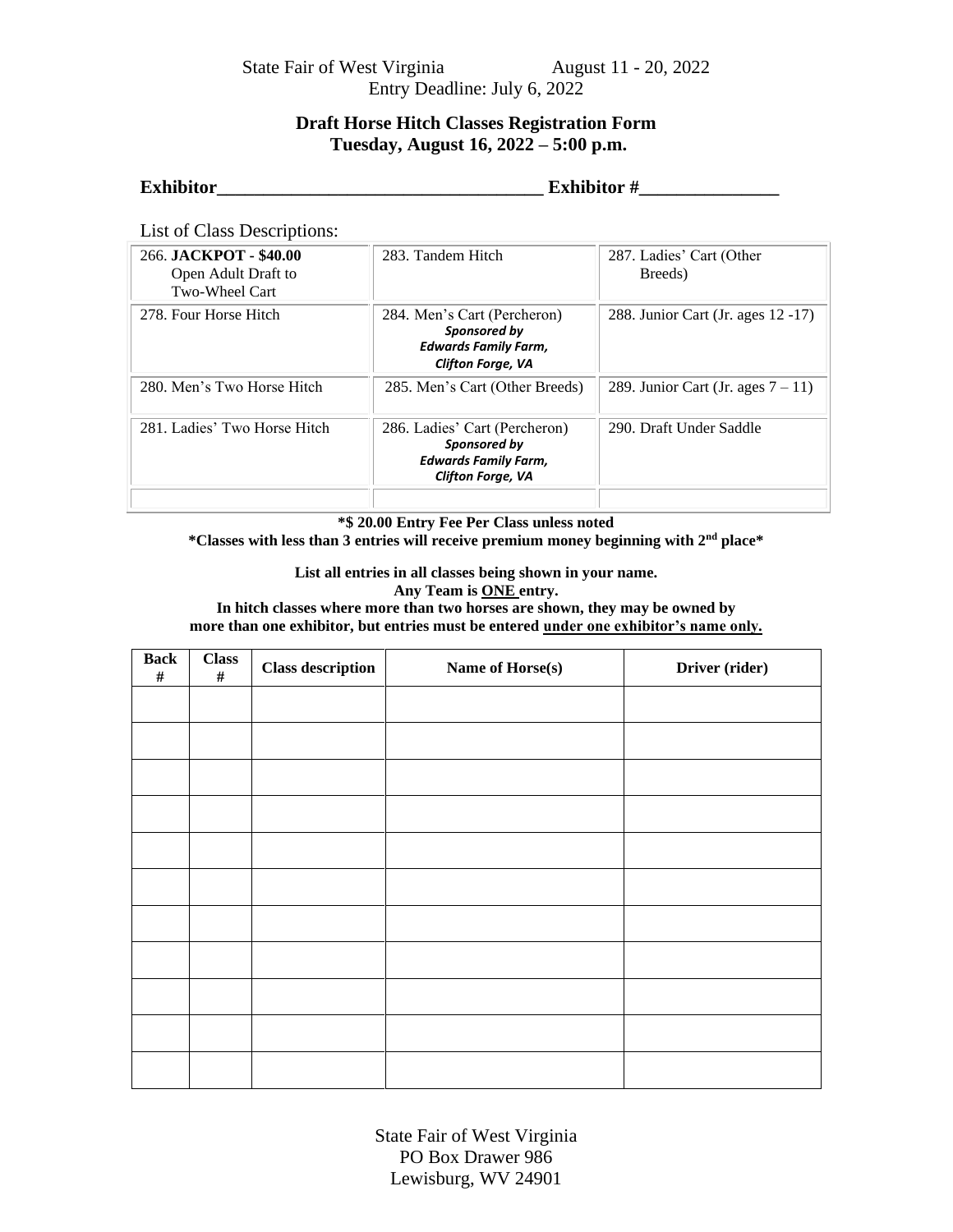State Fair of West Virginia August 11 - 20, 2022
Entry Deadline: July 6, 2022

## Draft Horse Hitch Classes Registration Form
## Tuesday, August 16, 2022 – 5:00 p.m.

**Exhibitor**___________________________________ **Exhibitor #**_______________

List of Class Descriptions:

| | | |
|---|---|---|
| 266. **JACKPOT - $40.00** Open Adult Draft to Two-Wheel Cart | 283. Tandem Hitch | 287. Ladies' Cart (Other Breeds) |
| 278. Four Horse Hitch | 284. Men's Cart (Percheron) ***Sponsored by Edwards Family Farm, Clifton Forge, VA*** | 288. Junior Cart (Jr. ages 12 -17) |
| 280. Men's Two Horse Hitch | 285. Men's Cart (Other Breeds) | 289. Junior Cart (Jr. ages 7 – 11) |
| 281. Ladies' Two Horse Hitch | 286. Ladies' Cart (Percheron) ***Sponsored by Edwards Family Farm, Clifton Forge, VA*** | 290. Draft Under Saddle |
| | | |

**\*$ 20.00 Entry Fee Per Class unless noted**
**\*Classes with less than 3 entries will receive premium money beginning with 2nd place\***

**List all entries in all classes being shown in your name.**
**Any Team is ONE entry.**
**In hitch classes where more than two horses are shown, they may be owned by more than one exhibitor, but entries must be entered under one exhibitor's name only.**

| Back # | Class # | Class description | Name of Horse(s) | Driver (rider) |
|---|---|---|---|---|
| | | | | |
| | | | | |
| | | | | |
| | | | | |
| | | | | |
| | | | | |
| | | | | |
| | | | | |
| | | | | |
| | | | | |
| | | | | |

State Fair of West Virginia
PO Box Drawer 986
Lewisburg, WV 24901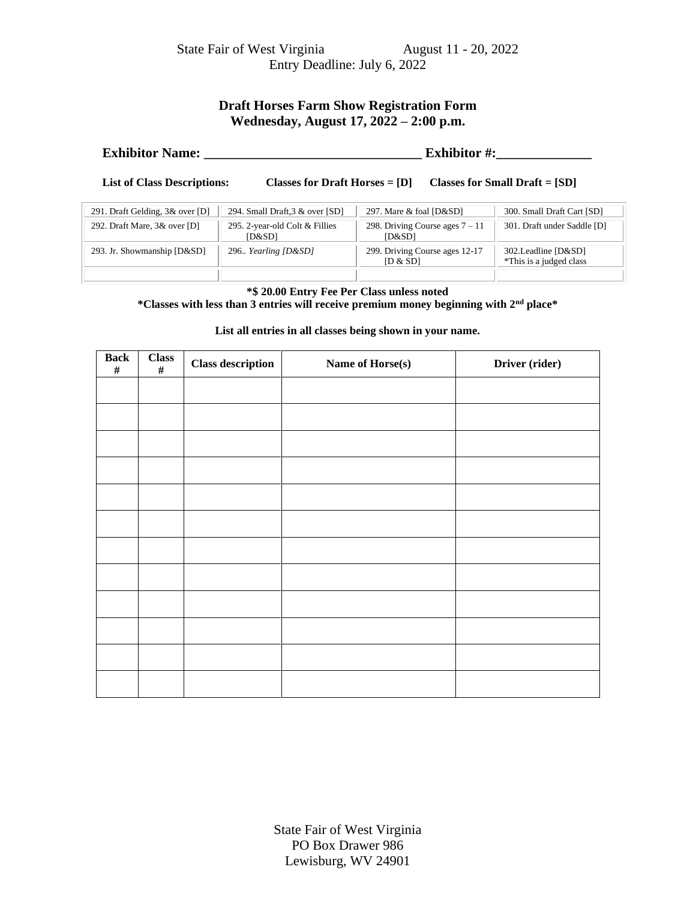State Fair of West Virginia August 11 - 20, 2022
Entry Deadline: July 6, 2022

## Draft Horses Farm Show Registration Form
## Wednesday, August 17, 2022 – 2:00 p.m.

**Exhibitor Name: ______________________________ Exhibitor #:_____________**

**List of Class Descriptions:** **Classes for Draft Horses = [D]** **Classes for Small Draft = [SD]**

| | | | |
|---|---|---|---|
| 291. Draft Gelding, 3& over [D] | 294. Small Draft,3 & over [SD] | 297. Mare & foal [D&SD] | 300. Small Draft Cart [SD] |
| 292. Draft Mare, 3& over [D] | 295. 2-year-old Colt & Fillies [D&SD] | 298. Driving Course ages 7 – 11 [D&SD] | 301. Draft under Saddle [D] |
| 293. Jr. Showmanship [D&SD] | 296.. *Yearling [D&SD]* | 299. Driving Course ages 12-17 [D & SD] | 302.Leadline [D&SD] *This is a judged class |
| | | | |

**\*$ 20.00 Entry Fee Per Class unless noted**
**\*Classes with less than 3 entries will receive premium money beginning with 2nd place\***

**List all entries in all classes being shown in your name.**

| Back # | Class # | Class description | Name of Horse(s) | Driver (rider) |
|---|---|---|---|---|
| | | | | |
| | | | | |
| | | | | |
| | | | | |
| | | | | |
| | | | | |
| | | | | |
| | | | | |
| | | | | |
| | | | | |
| | | | | |
| | | | | |

State Fair of West Virginia
PO Box Drawer 986
Lewisburg, WV 24901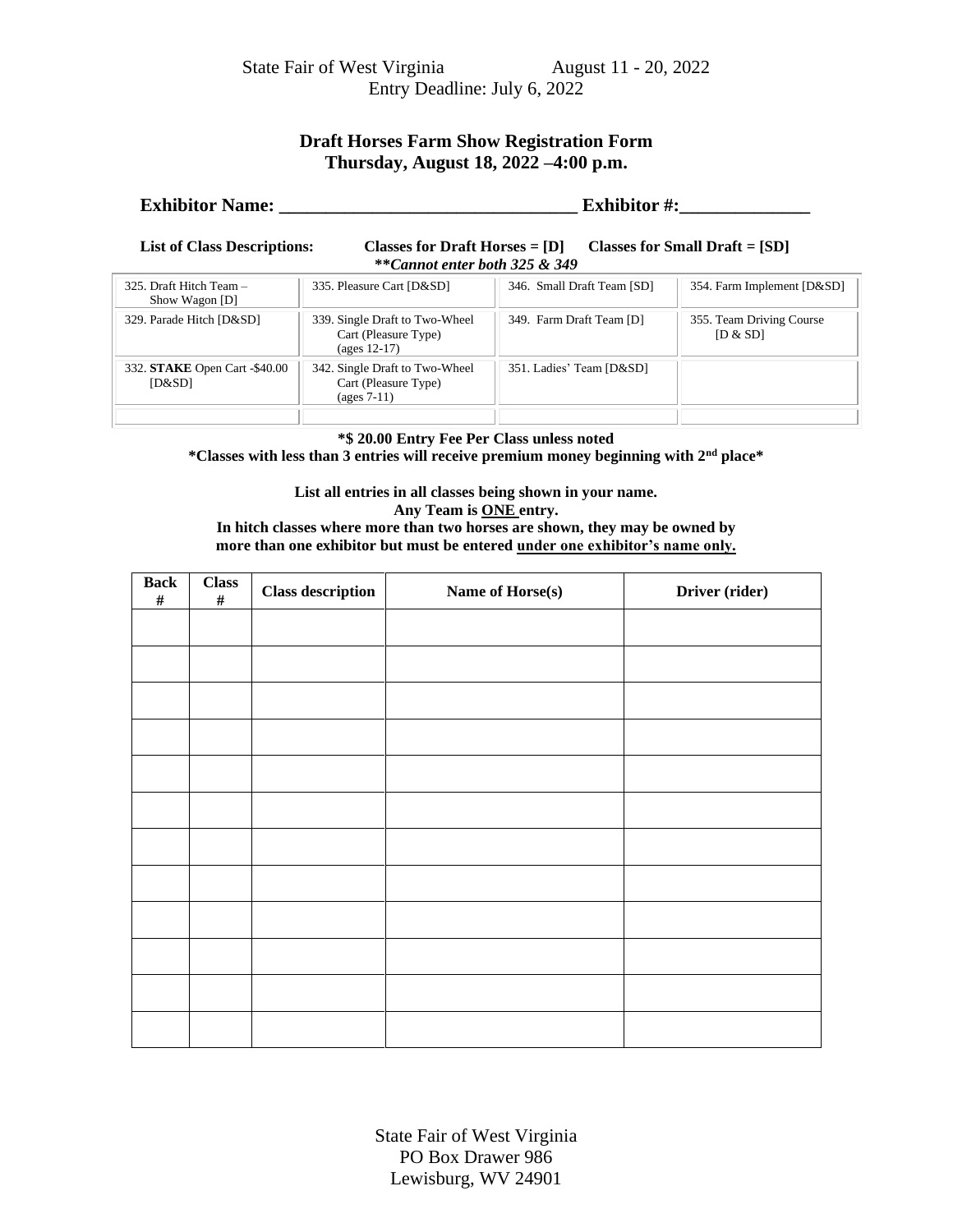State Fair of West Virginia August 11 - 20, 2022
Entry Deadline: July 6, 2022

## Draft Horses Farm Show Registration Form
## Thursday, August 18, 2022 –4:00 p.m.

**Exhibitor Name: _______________________________ Exhibitor #:_____________**

**List of Class Descriptions: Classes for Draft Horses = [D] Classes for Small Draft = [SD]**

***\*\*Cannot enter both 325 & 349***

| | | | |
|---|---|---|---|
| 325. Draft Hitch Team – Show Wagon [D] | 335. Pleasure Cart [D&SD] | 346. Small Draft Team [SD] | 354. Farm Implement [D&SD] |
| 329. Parade Hitch [D&SD] | 339. Single Draft to Two-Wheel Cart (Pleasure Type) (ages 12-17) | 349. Farm Draft Team [D] | 355. Team Driving Course [D & SD] |
| 332. **STAKE** Open Cart -$40.00 [D&SD] | 342. Single Draft to Two-Wheel Cart (Pleasure Type) (ages 7-11) | 351. Ladies' Team [D&SD] | |
| | | | |

**\*$ 20.00 Entry Fee Per Class unless noted**
**\*Classes with less than 3 entries will receive premium money beginning with 2nd place\***

**List all entries in all classes being shown in your name.**
**Any Team is ONE entry.**
**In hitch classes where more than two horses are shown, they may be owned by more than one exhibitor but must be entered under one exhibitor's name only.**

| Back # | Class # | Class description | Name of Horse(s) | Driver (rider) |
|---|---|---|---|---|
| | | | | |
| | | | | |
| | | | | |
| | | | | |
| | | | | |
| | | | | |
| | | | | |
| | | | | |
| | | | | |
| | | | | |
| | | | | |
| | | | | |

State Fair of West Virginia
PO Box Drawer 986
Lewisburg, WV 24901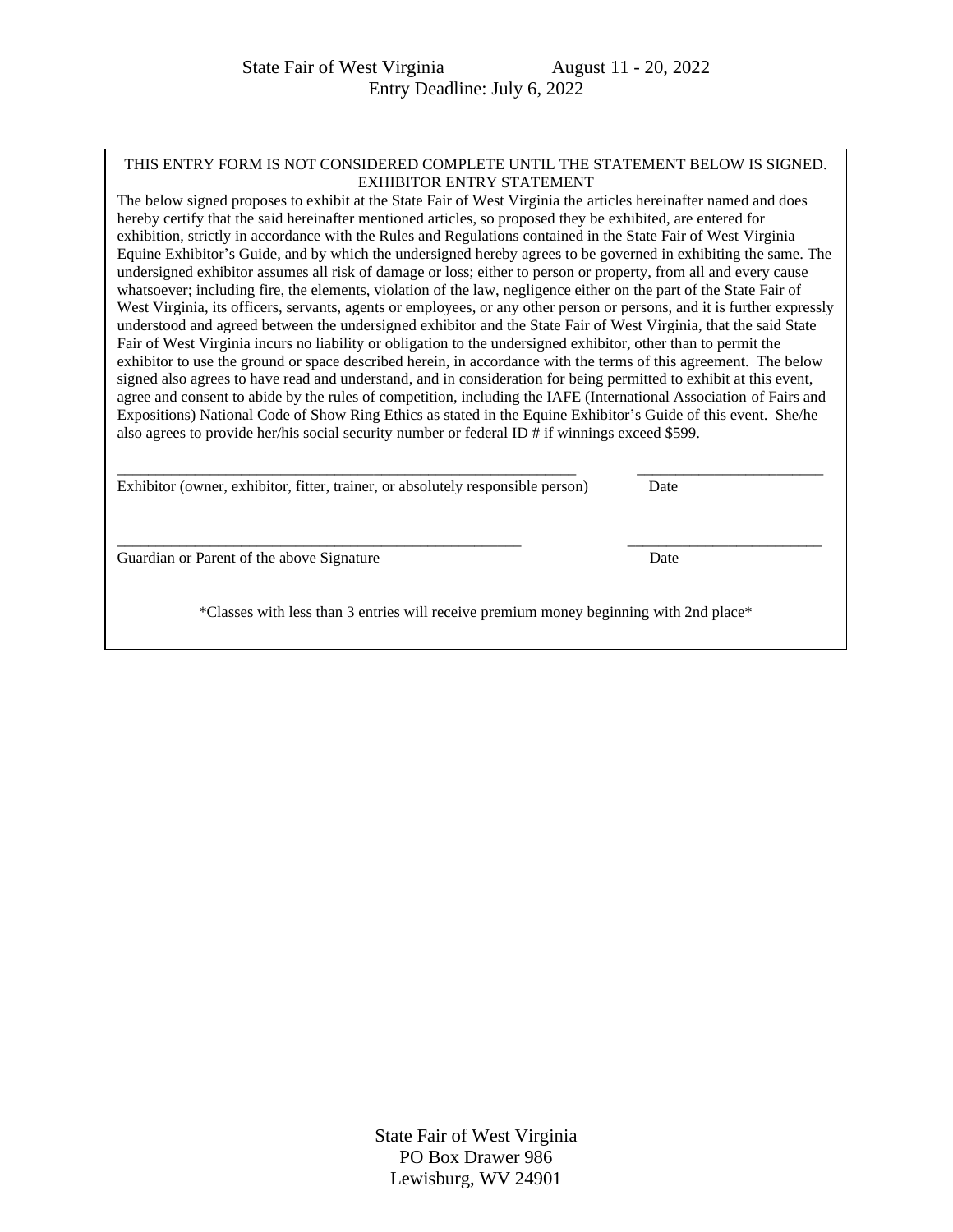State Fair of West Virginia August 11 - 20, 2022
Entry Deadline: July 6, 2022

THIS ENTRY FORM IS NOT CONSIDERED COMPLETE UNTIL THE STATEMENT BELOW IS SIGNED.
EXHIBITOR ENTRY STATEMENT

The below signed proposes to exhibit at the State Fair of West Virginia the articles hereinafter named and does hereby certify that the said hereinafter mentioned articles, so proposed they be exhibited, are entered for exhibition, strictly in accordance with the Rules and Regulations contained in the State Fair of West Virginia Equine Exhibitor's Guide, and by which the undersigned hereby agrees to be governed in exhibiting the same. The undersigned exhibitor assumes all risk of damage or loss; either to person or property, from all and every cause whatsoever; including fire, the elements, violation of the law, negligence either on the part of the State Fair of West Virginia, its officers, servants, agents or employees, or any other person or persons, and it is further expressly understood and agreed between the undersigned exhibitor and the State Fair of West Virginia, that the said State Fair of West Virginia incurs no liability or obligation to the undersigned exhibitor, other than to permit the exhibitor to use the ground or space described herein, in accordance with the terms of this agreement. The below signed also agrees to have read and understand, and in consideration for being permitted to exhibit at this event, agree and consent to abide by the rules of competition, including the IAFE (International Association of Fairs and Expositions) National Code of Show Ring Ethics as stated in the Equine Exhibitor's Guide of this event. She/he also agrees to provide her/his social security number or federal ID # if winnings exceed $599.

\_\_\_\_\_\_\_\_\_\_\_\_\_\_\_\_\_\_\_\_\_\_\_\_\_\_\_\_\_\_\_\_\_\_\_\_\_\_\_\_\_\_\_\_\_\_\_\_\_\_\_\_\_\_\_\_ \_\_\_\_\_\_\_\_\_\_\_\_\_\_\_\_\_\_\_\_\_\_\_\_
Exhibitor (owner, exhibitor, fitter, trainer, or absolutely responsible person) Date

\_\_\_\_\_\_\_\_\_\_\_\_\_\_\_\_\_\_\_\_\_\_\_\_\_\_\_\_\_\_\_\_\_\_\_\_\_\_\_\_\_\_\_\_\_\_\_\_\_\_\_\_\_\_ \_\_\_\_\_\_\_\_\_\_\_\_\_\_\_\_\_\_\_\_\_\_\_\_
Guardian or Parent of the above Signature Date

*Classes with less than 3 entries will receive premium money beginning with 2nd place*

State Fair of West Virginia
PO Box Drawer 986
Lewisburg, WV 24901